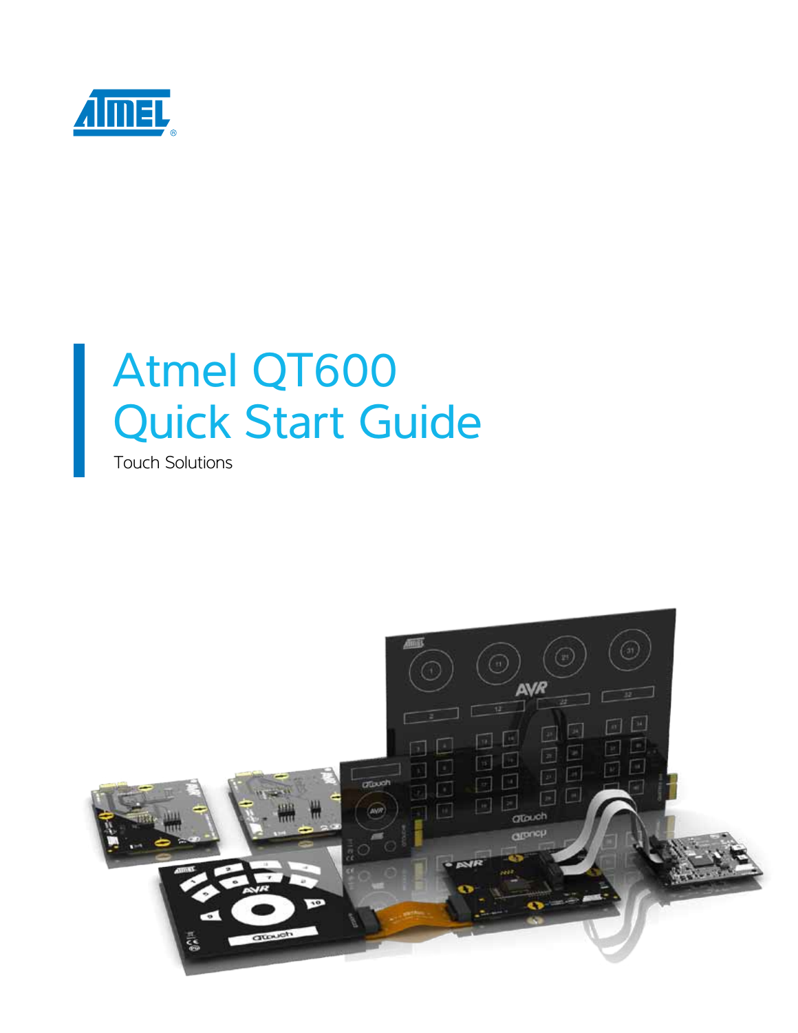# Atmel QT600 Quick Start Guide

Touch Solutions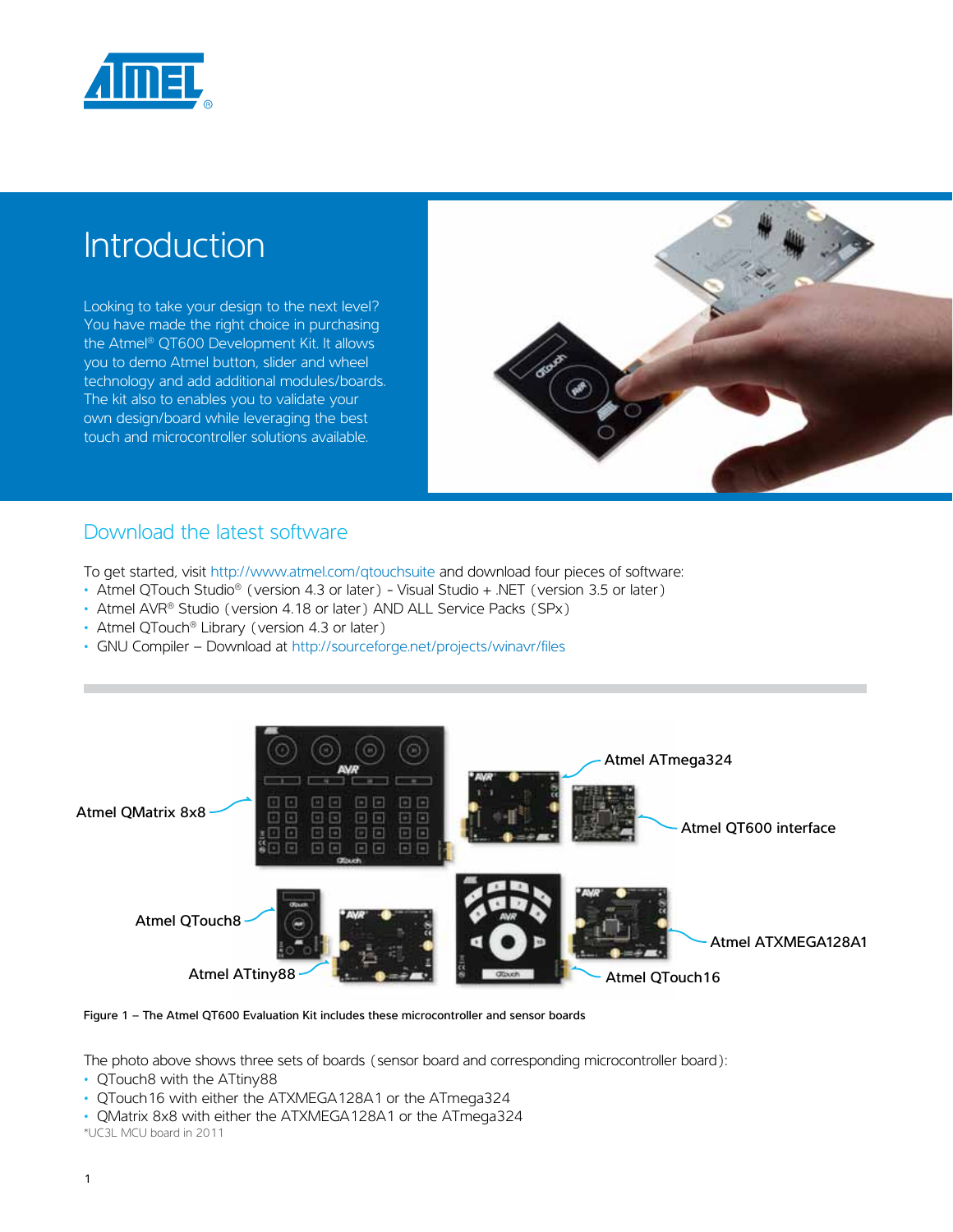# Introduction

Looking to take your design to the next level? You have made the right choice in purchasing the Atmel® QT600 Development Kit. It allows you to demo Atmel button, slider and wheel technology and add additional modules/boards. The kit also to enables you to validate your own design/board while leveraging the best touch and microcontroller solutions available.

## Download the latest software

To get started, visit http://www.atmel.com/qtouchsuite and download four pieces of software:

- Atmel QTouch Studio® (version 4.3 or later) - Visual Studio + .NET (version 3.5 or later)
- Atmel AVR® Studio (version 4.18 or later) AND ALL Service Packs (SPx)
- Atmel QTouch® Library (version 4.3 or later)
- GNU Compiler – Download at http://sourceforge.net/projects/winavr/files

Atmel ATmega324

Atmel QMatrix 8x8

Atmel QT600 interface

Atmel QTouch8

Atmel ATXMEGA128A1

Atmel ATtiny88

Atmel QTouch16

Figure 1 – The Atmel QT600 Evaluation Kit includes these microcontroller and sensor boards

The photo above shows three sets of boards (sensor board and corresponding microcontroller board):

- QTouch8 with the ATtiny88
- QTouch16 with either the ATXMEGA128A1 or the ATmega324
- QMatrix 8x8 with either the ATXMEGA128A1 or the ATmega324

*UC3L MCU board in 2011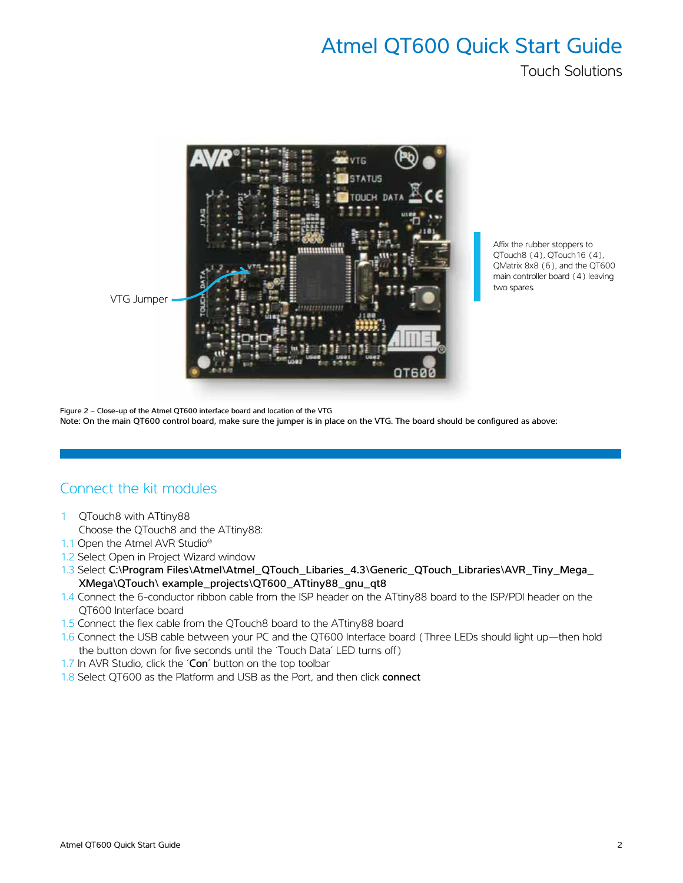VTG Jumper

Affix the rubber stoppers to QTouch8 (4), QTouch16 (4), QMatrix 8x8 (6), and the QT600 main controller board (4) leaving two spares.

Figure 2 – Close-up of the Atmel QT600 interface board and location of the VTG

**Note: On the main QT600 control board, make sure the jumper is in place on the VTG. The board should be configured as above:**

## Connect the kit modules

1 QTouch8 with ATtiny88
Choose the QTouch8 and the ATtiny88:

1.1 Open the Atmel AVR Studio®

1.2 Select Open in Project Wizard window

1.3 Select **C:\Program Files\Atmel\Atmel_QTouch_Libaries_4.3\Generic_QTouch_Libraries\AVR_Tiny_Mega_XMega\QTouch\ example_projects\QT600_ATtiny88_gnu_qt8**

1.4 Connect the 6-conductor ribbon cable from the ISP header on the ATtiny88 board to the ISP/PDI header on the QT600 Interface board

1.5 Connect the flex cable from the QTouch8 board to the ATtiny88 board

1.6 Connect the USB cable between your PC and the QT600 Interface board (Three LEDs should light up—then hold the button down for five seconds until the 'Touch Data' LED turns off)

1.7 In AVR Studio, click the '**Con**' button on the top toolbar

1.8 Select QT600 as the Platform and USB as the Port, and then click **connect**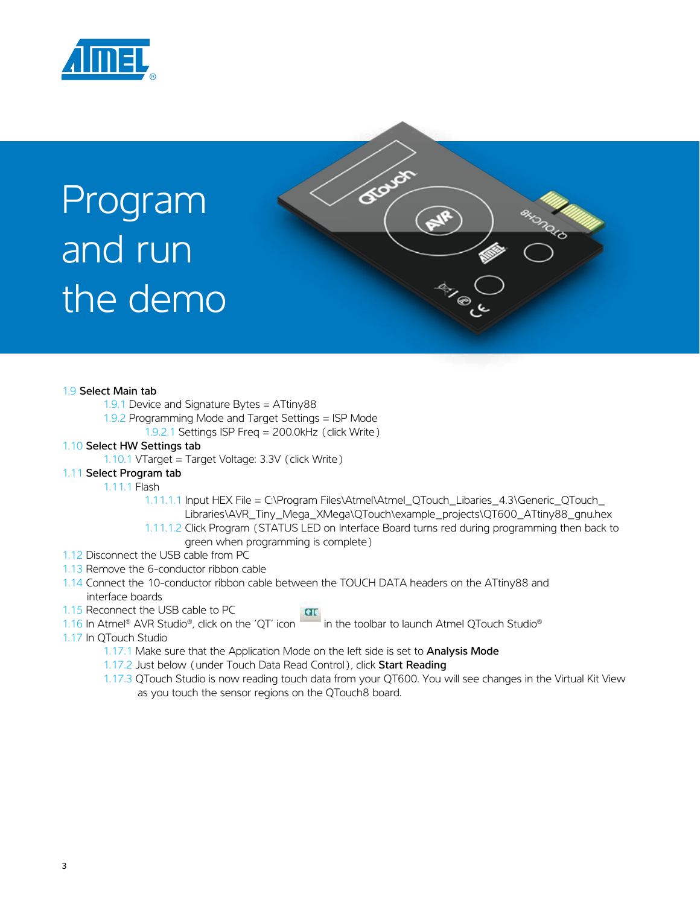# Program and run the demo

- 1.9 **Select Main tab**
  - 1.9.1 Device and Signature Bytes = ATtiny88
  - 1.9.2 Programming Mode and Target Settings = ISP Mode
    - 1.9.2.1 Settings ISP Freq = 200.0kHz (click Write)
- 1.10 **Select HW Settings tab**
  - 1.10.1 VTarget = Target Voltage: 3.3V (click Write)
- 1.11 **Select Program tab**
  - 1.11.1 Flash
    - 1.11.1.1 Input HEX File = C:\Program Files\Atmel\Atmel_QTouch_Libaries_4.3\Generic_QTouch_Libraries\AVR_Tiny_Mega_XMega\QTouch\example_projects\QT600_ATtiny88_gnu.hex
    - 1.11.1.2 Click Program (STATUS LED on Interface Board turns red during programming then back to green when programming is complete)
- 1.12 Disconnect the USB cable from PC
- 1.13 Remove the 6-conductor ribbon cable
- 1.14 Connect the 10-conductor ribbon cable between the TOUCH DATA headers on the ATtiny88 and interface boards
- 1.15 Reconnect the USB cable to PC
- 1.16 In Atmel® AVR Studio®, click on the 'QT' icon in the toolbar to launch Atmel QTouch Studio®
- 1.17 In QTouch Studio
  - 1.17.1 Make sure that the Application Mode on the left side is set to **Analysis Mode**
  - 1.17.2 Just below (under Touch Data Read Control), click **Start Reading**
  - 1.17.3 QTouch Studio is now reading touch data from your QT600. You will see changes in the Virtual Kit View as you touch the sensor regions on the QTouch8 board.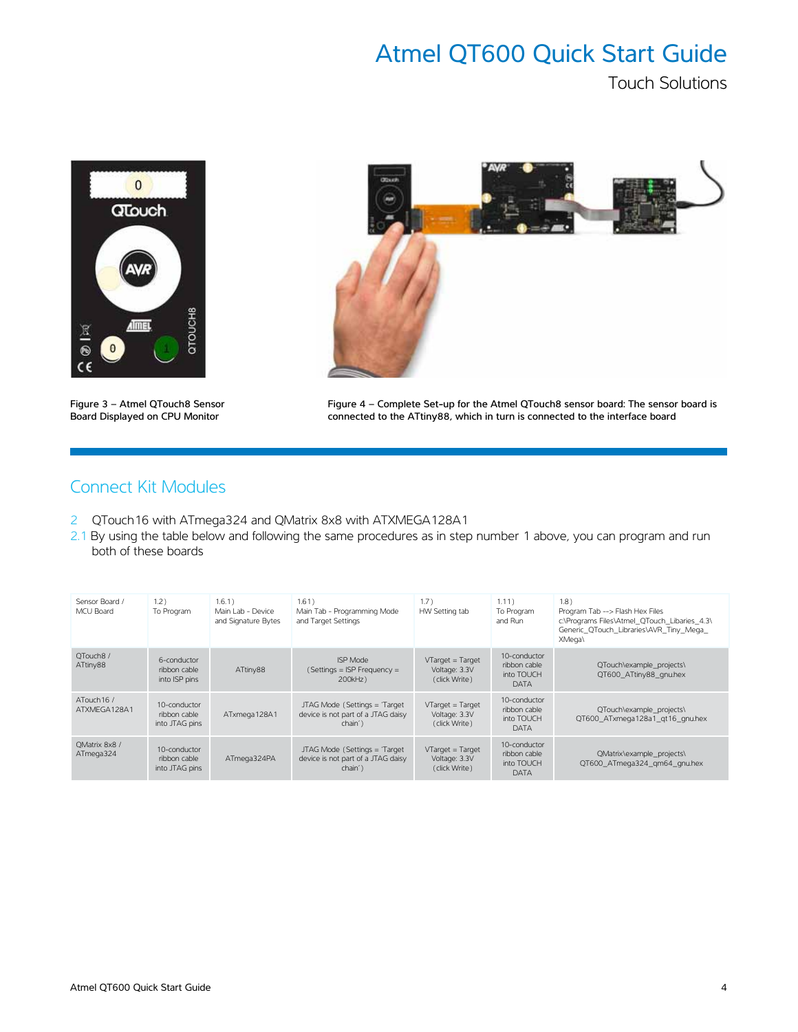Figure 3 – Atmel QTouch8 Sensor Board Displayed on CPU Monitor

Figure 4 – Complete Set-up for the Atmel QTouch8 sensor board: The sensor board is connected to the ATtiny88, which in turn is connected to the interface board

## Connect Kit Modules

2 QTouch16 with ATmega324 and QMatrix 8x8 with ATXMEGA128A1

2.1 By using the table below and following the same procedures as in step number 1 above, you can program and run both of these boards

| Sensor Board / MCU Board | 1.2) To Program | 1.6.1) Main Lab - Device and Signature Bytes | 1.61) Main Tab - Programming Mode and Target Settings | 1.7) HW Setting tab | 1.11) To Program and Run | 1.8) Program Tab --> Flash Hex Files c:\Programs Files\Atmel_QTouch_Libaries_4.3\Generic_QTouch_Libraries\AVR_Tiny_Mega_XMega\ |
|---|---|---|---|---|---|---|
| QTouch8 / ATtiny88 | 6-conductor ribbon cable into ISP pins | ATtiny88 | ISP Mode (Settings = ISP Frequency = 200kHz) | VTarget = Target Voltage: 3.3V (click Write) | 10-conductor ribbon cable into TOUCH DATA | QTouch\example_projects\QT600_ATtiny88_gnu.hex |
| ATouch16 / ATXMEGA128A1 | 10-conductor ribbon cable into JTAG pins | ATxmega128A1 | JTAG Mode (Settings = 'Target device is not part of a JTAG daisy chain') | VTarget = Target Voltage: 3.3V (click Write) | 10-conductor ribbon cable into TOUCH DATA | QTouch\example_projects\QT600_ATxmega128a1_qt16_gnu.hex |
| QMatrix 8x8 / ATmega324 | 10-conductor ribbon cable into JTAG pins | ATmega324PA | JTAG Mode (Settings = 'Target device is not part of a JTAG daisy chain') | VTarget = Target Voltage: 3.3V (click Write) | 10-conductor ribbon cable into TOUCH DATA | QMatrix\example_projects\QT600_ATmega324_qm64_gnu.hex |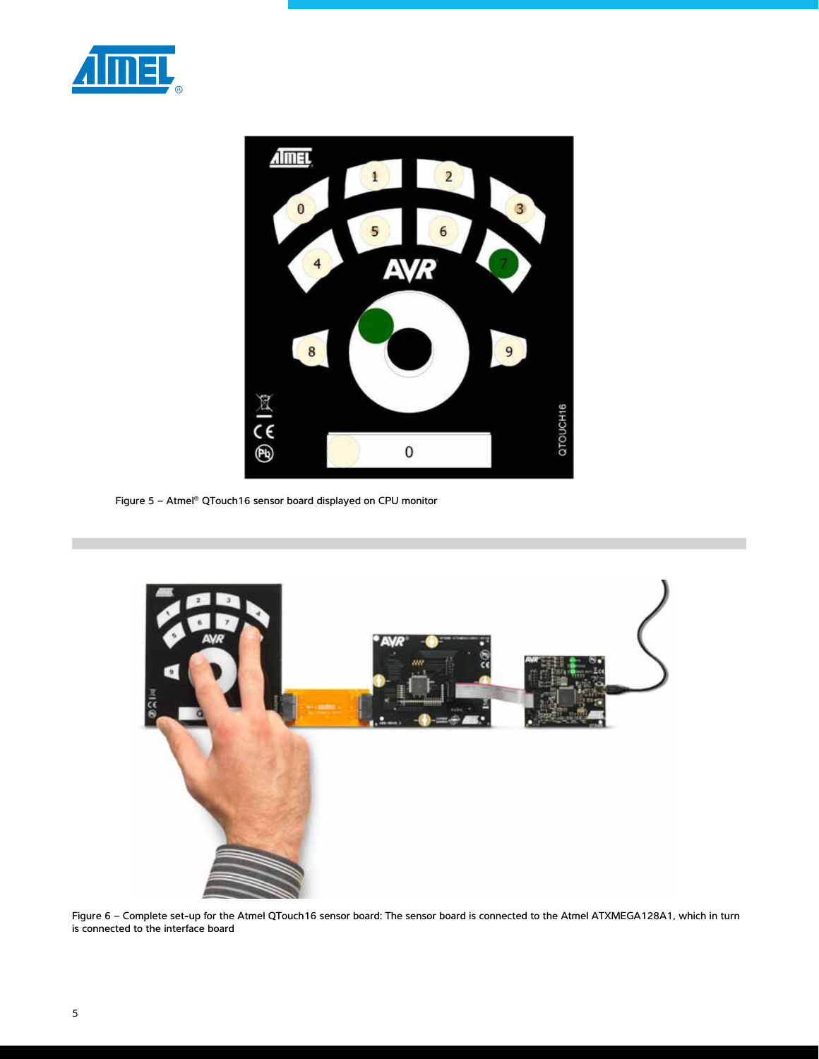Figure 5 – Atmel® QTouch16 sensor board displayed on CPU monitor

Figure 6 – Complete set-up for the Atmel QTouch16 sensor board: The sensor board is connected to the Atmel ATXMEGA128A1, which in turn is connected to the interface board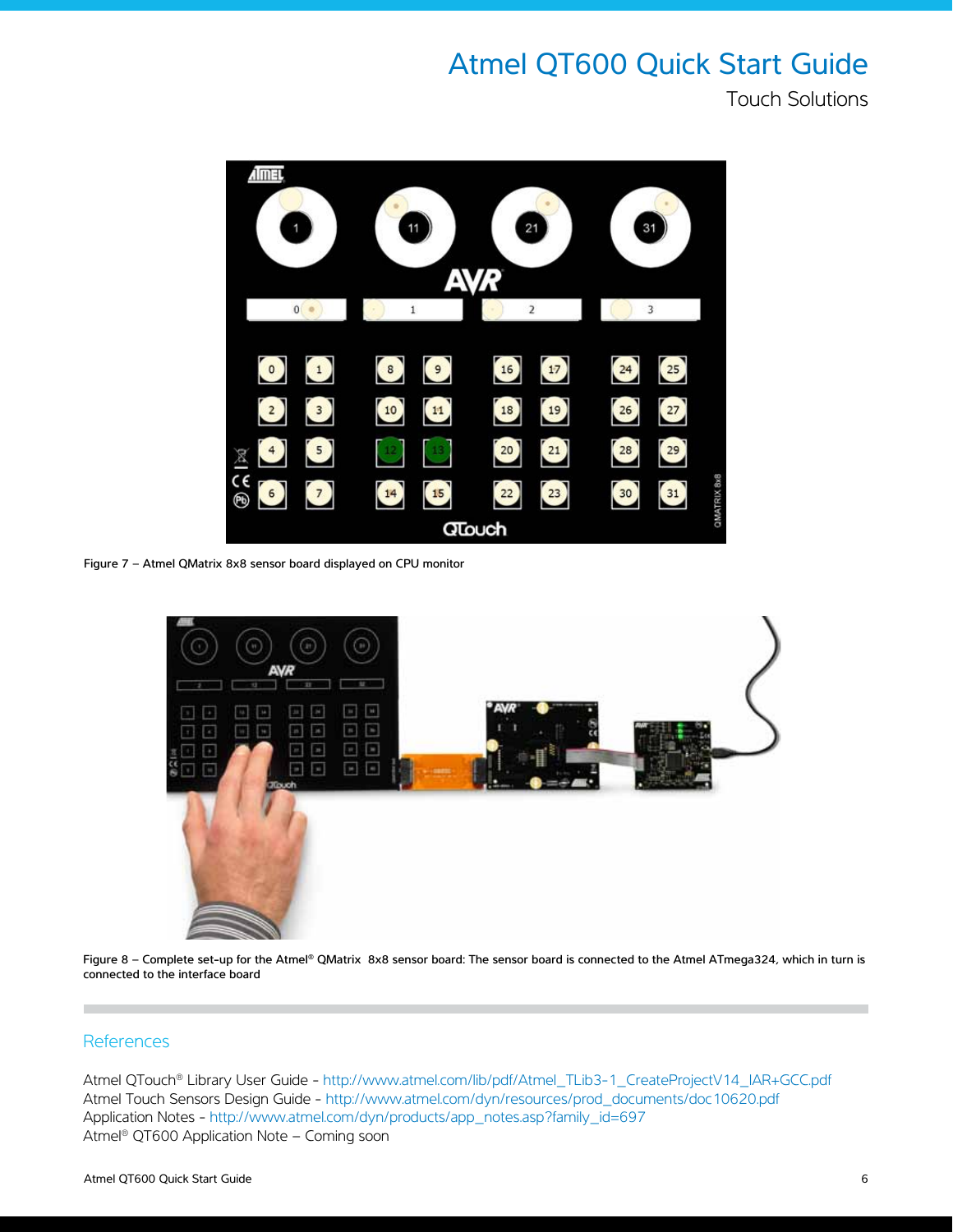Figure 7 – Atmel QMatrix 8x8 sensor board displayed on CPU monitor

Figure 8 – Complete set-up for the Atmel® QMatrix 8x8 sensor board: The sensor board is connected to the Atmel ATmega324, which in turn is connected to the interface board

## References

Atmel QTouch® Library User Guide - http://www.atmel.com/lib/pdf/Atmel_TLib3-1_CreateProjectV14_IAR+GCC.pdf
Atmel Touch Sensors Design Guide - http://www.atmel.com/dyn/resources/prod_documents/doc10620.pdf
Application Notes - http://www.atmel.com/dyn/products/app_notes.asp?family_id=697
Atmel® QT600 Application Note – Coming soon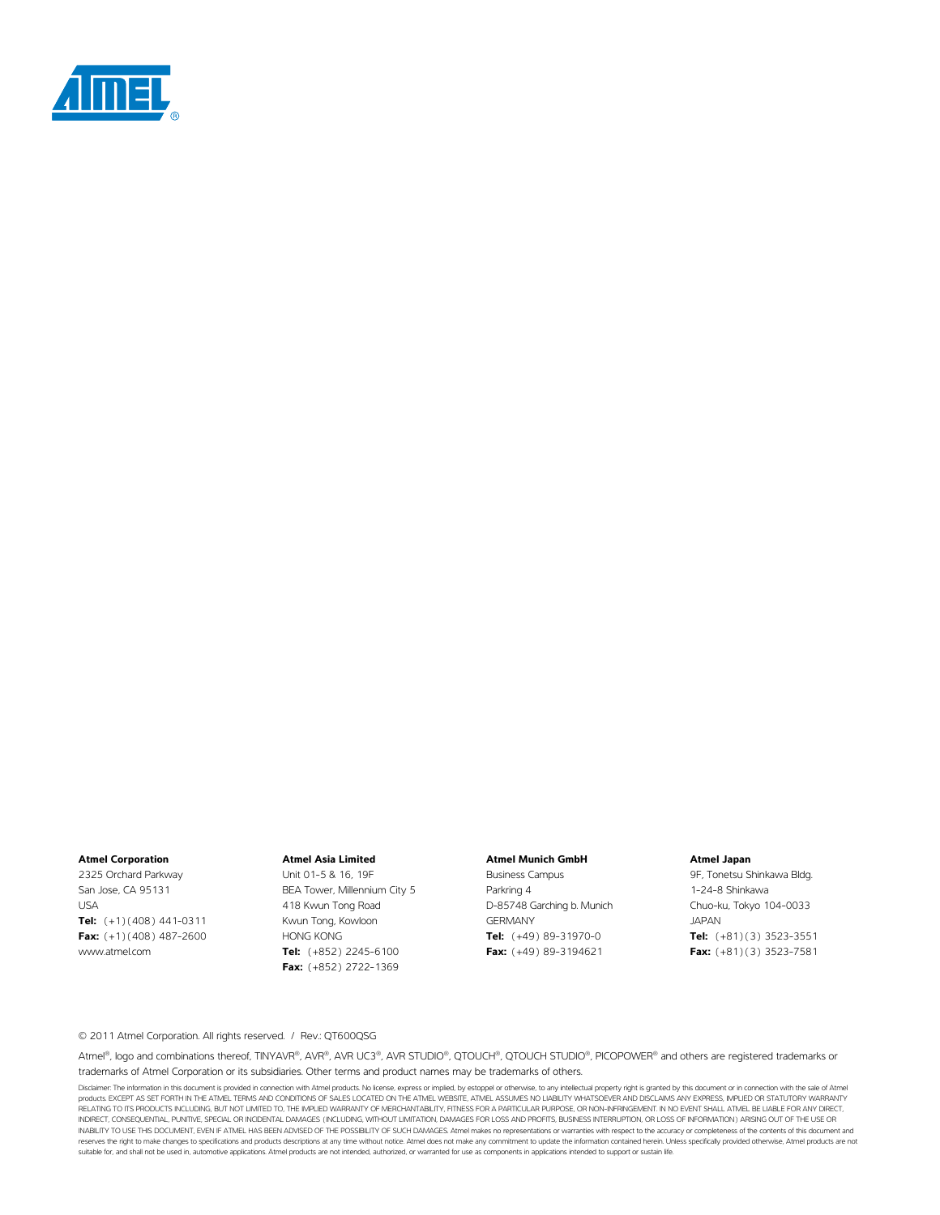**Atmel Corporation**
2325 Orchard Parkway
San Jose, CA 95131
USA
**Tel:** (+1)(408) 441-0311
**Fax:** (+1)(408) 487-2600
www.atmel.com

**Atmel Asia Limited**
Unit 01-5 & 16, 19F
BEA Tower, Millennium City 5
418 Kwun Tong Road
Kwun Tong, Kowloon
HONG KONG
**Tel:** (+852) 2245-6100
**Fax:** (+852) 2722-1369

**Atmel Munich GmbH**
Business Campus
Parkring 4
D-85748 Garching b. Munich
GERMANY
**Tel:** (+49) 89-31970-0
**Fax:** (+49) 89-3194621

**Atmel Japan**
9F, Tonetsu Shinkawa Bldg.
1-24-8 Shinkawa
Chuo-ku, Tokyo 104-0033
JAPAN
**Tel:** (+81)(3) 3523-3551
**Fax:** (+81)(3) 3523-7581

© 2011 Atmel Corporation. All rights reserved. / Rev.: QT600QSG

Atmel®, logo and combinations thereof, TINYAVR®, AVR®, AVR UC3®, AVR STUDIO®, QTOUCH®, QTOUCH STUDIO®, PICOPOWER® and others are registered trademarks or trademarks of Atmel Corporation or its subsidiaries. Other terms and product names may be trademarks of others.

Disclaimer: The information in this document is provided in connection with Atmel products. No license, express or implied, by estoppel or otherwise, to any intellectual property right is granted by this document or in connection with the sale of Atmel products. EXCEPT AS SET FORTH IN THE ATMEL TERMS AND CONDITIONS OF SALES LOCATED ON THE ATMEL WEBSITE, ATMEL ASSUMES NO LIABILITY WHATSOEVER AND DISCLAIMS ANY EXPRESS, IMPLIED OR STATUTORY WARRANTY RELATING TO ITS PRODUCTS INCLUDING, BUT NOT LIMITED TO, THE IMPLIED WARRANTY OF MERCHANTABILITY, FITNESS FOR A PARTICULAR PURPOSE, OR NON-INFRINGEMENT. IN NO EVENT SHALL ATMEL BE LIABLE FOR ANY DIRECT, INDIRECT, CONSEQUENTIAL, PUNITIVE, SPECIAL OR INCIDENTAL DAMAGES (INCLUDING, WITHOUT LIMITATION, DAMAGES FOR LOSS AND PROFITS, BUSINESS INTERRUPTION, OR LOSS OF INFORMATION) ARISING OUT OF THE USE OR INABILITY TO USE THIS DOCUMENT, EVEN IF ATMEL HAS BEEN ADVISED OF THE POSSIBILITY OF SUCH DAMAGES. Atmel makes no representations or warranties with respect to the accuracy or completeness of the contents of this document and reserves the right to make changes to specifications and products descriptions at any time without notice. Atmel does not make any commitment to update the information contained herein. Unless specifically provided otherwise, Atmel products are not suitable for, and shall not be used in, automotive applications. Atmel products are not intended, authorized, or warranted for use as components in applications intended to support or sustain life.